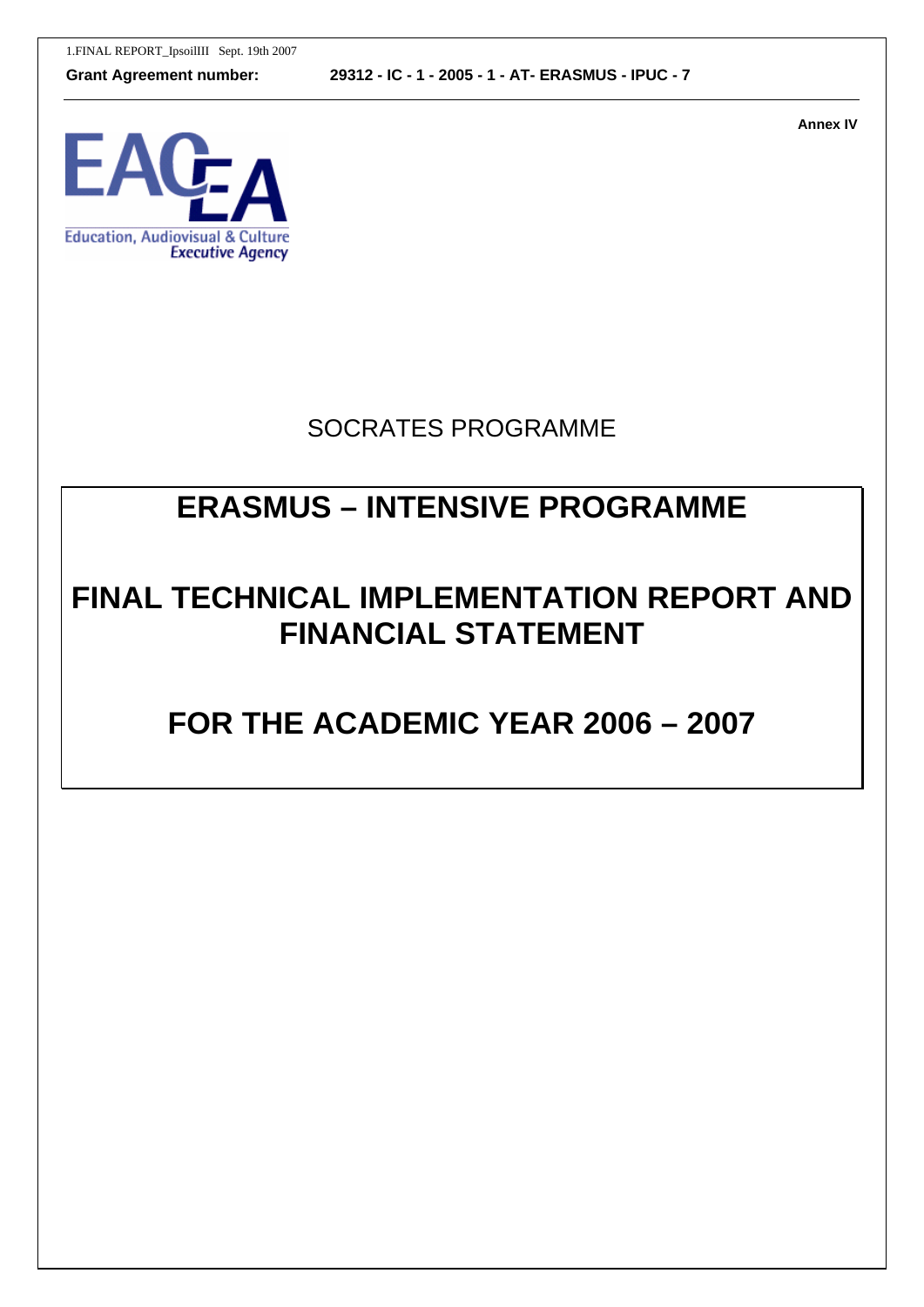1.FINAL REPORT_IpsoilIII Sept. 19th 2007

**Grant Agreement number:** **29312 - IC - 1 - 2005 - 1 - AT- ERASMUS - IPUC - 7**

**Annex IV**

EACEA
Education, Audiovisual & Culture
Executive Agency

SOCRATES PROGRAMME

# ERASMUS – INTENSIVE PROGRAMME

# FINAL TECHNICAL IMPLEMENTATION REPORT AND FINANCIAL STATEMENT

# FOR THE ACADEMIC YEAR 2006 – 2007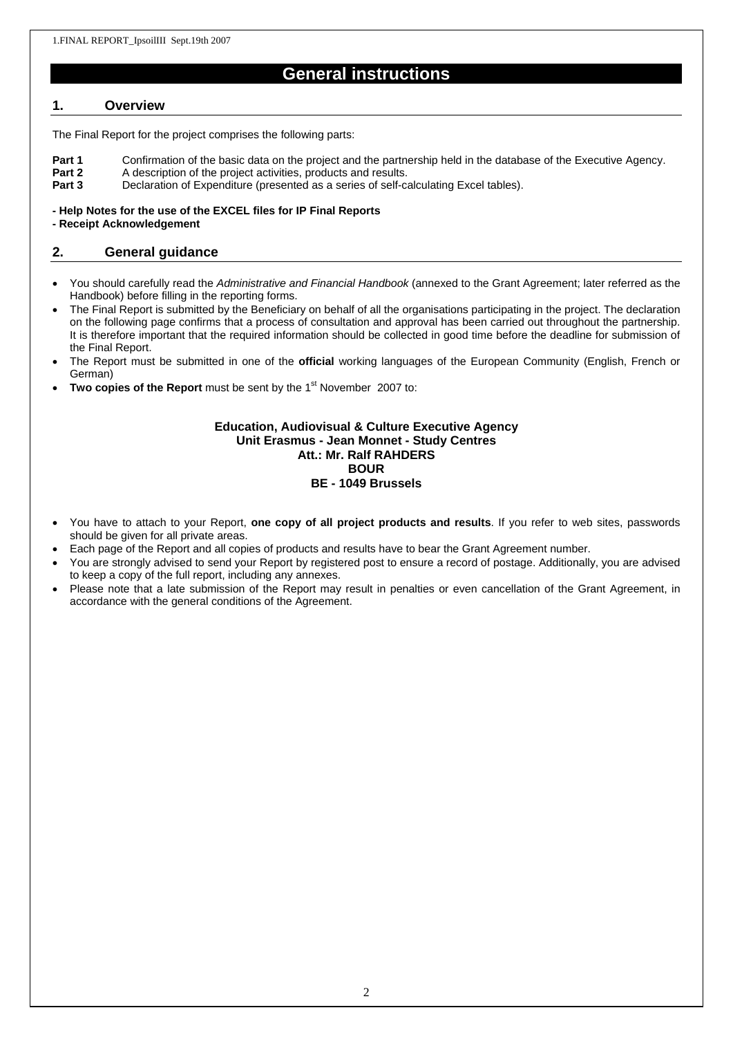# General instructions

## 1. Overview

The Final Report for the project comprises the following parts:

**Part 1** Confirmation of the basic data on the project and the partnership held in the database of the Executive Agency.
**Part 2** A description of the project activities, products and results.
**Part 3** Declaration of Expenditure (presented as a series of self-calculating Excel tables).

**- Help Notes for the use of the EXCEL files for IP Final Reports**
**- Receipt Acknowledgement**

## 2. General guidance

- You should carefully read the *Administrative and Financial Handbook* (annexed to the Grant Agreement; later referred as the Handbook) before filling in the reporting forms.
- The Final Report is submitted by the Beneficiary on behalf of all the organisations participating in the project. The declaration on the following page confirms that a process of consultation and approval has been carried out throughout the partnership. It is therefore important that the required information should be collected in good time before the deadline for submission of the Final Report.
- The Report must be submitted in one of the **official** working languages of the European Community (English, French or German)
- **Two copies of the Report** must be sent by the 1st November 2007 to:

**Education, Audiovisual & Culture Executive Agency**
**Unit Erasmus - Jean Monnet - Study Centres**
**Att.: Mr. Ralf RAHDERS**
**BOUR**
**BE - 1049 Brussels**

- You have to attach to your Report, **one copy of all project products and results**. If you refer to web sites, passwords should be given for all private areas.
- Each page of the Report and all copies of products and results have to bear the Grant Agreement number.
- You are strongly advised to send your Report by registered post to ensure a record of postage. Additionally, you are advised to keep a copy of the full report, including any annexes.
- Please note that a late submission of the Report may result in penalties or even cancellation of the Grant Agreement, in accordance with the general conditions of the Agreement.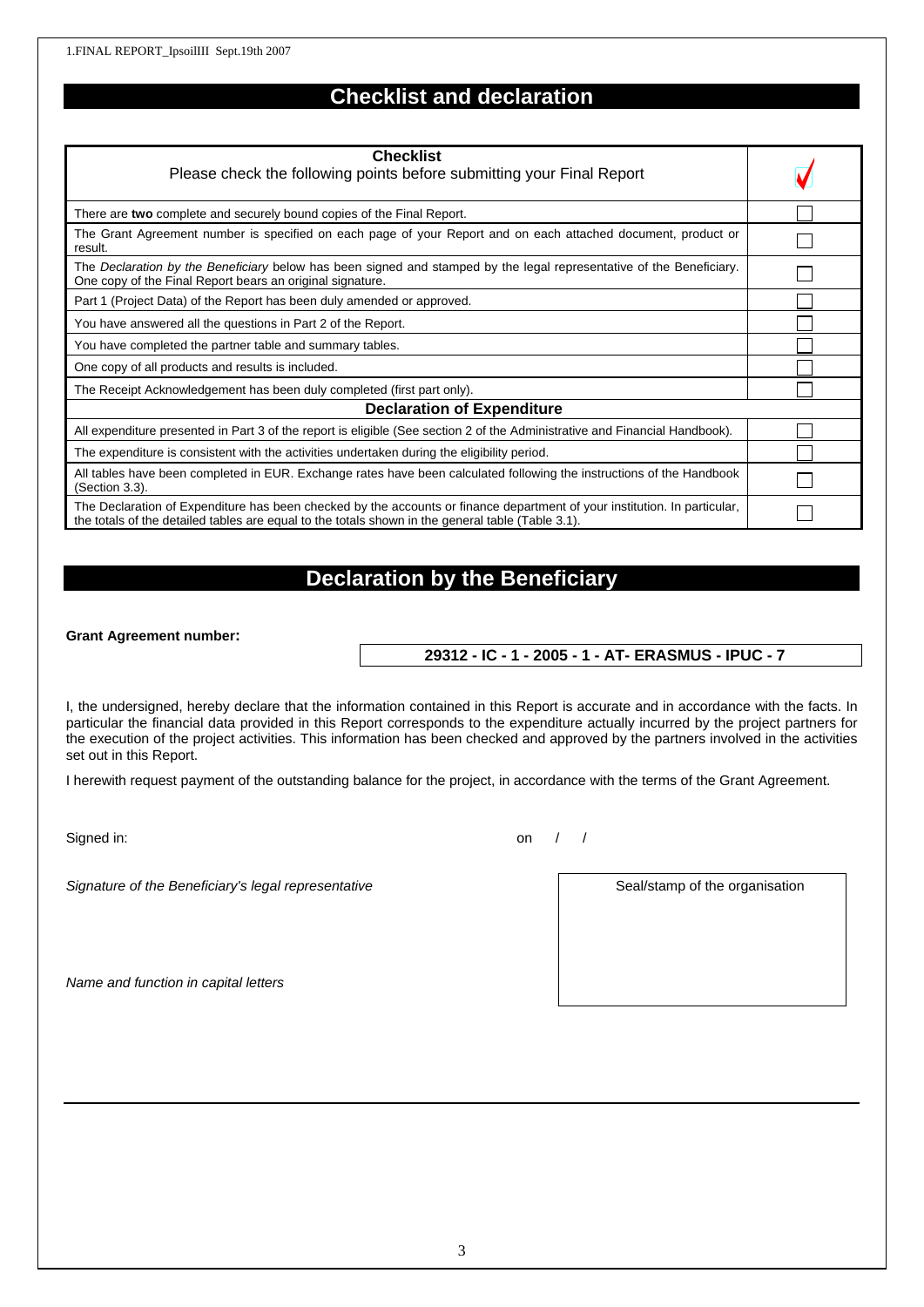# Checklist and declaration

| **Checklist**<br>Please check the following points before submitting your Final Report | ✓ |
|---|---|
| There are **two** complete and securely bound copies of the Final Report. | ☐ |
| The Grant Agreement number is specified on each page of your Report and on each attached document, product or result. | ☐ |
| The *Declaration by the Beneficiary* below has been signed and stamped by the legal representative of the Beneficiary. One copy of the Final Report bears an original signature. | ☐ |
| Part 1 (Project Data) of the Report has been duly amended or approved. | ☐ |
| You have answered all the questions in Part 2 of the Report. | ☐ |
| You have completed the partner table and summary tables. | ☐ |
| One copy of all products and results is included. | ☐ |
| The Receipt Acknowledgement has been duly completed (first part only). | ☐ |
| **Declaration of Expenditure** | |
| All expenditure presented in Part 3 of the report is eligible (See section 2 of the Administrative and Financial Handbook). | ☐ |
| The expenditure is consistent with the activities undertaken during the eligibility period. | ☐ |
| All tables have been completed in EUR. Exchange rates have been calculated following the instructions of the Handbook (Section 3.3). | ☐ |
| The Declaration of Expenditure has been checked by the accounts or finance department of your institution. In particular, the totals of the detailed tables are equal to the totals shown in the general table (Table 3.1). | ☐ |

# Declaration by the Beneficiary

**Grant Agreement number:**

**29312 - IC - 1 - 2005 - 1 - AT- ERASMUS - IPUC - 7**

I, the undersigned, hereby declare that the information contained in this Report is accurate and in accordance with the facts. In particular the financial data provided in this Report corresponds to the expenditure actually incurred by the project partners for the execution of the project activities. This information has been checked and approved by the partners involved in the activities set out in this Report.

I herewith request payment of the outstanding balance for the project, in accordance with the terms of the Grant Agreement.

Signed in: on / /

*Signature of the Beneficiary's legal representative*

Seal/stamp of the organisation

*Name and function in capital letters*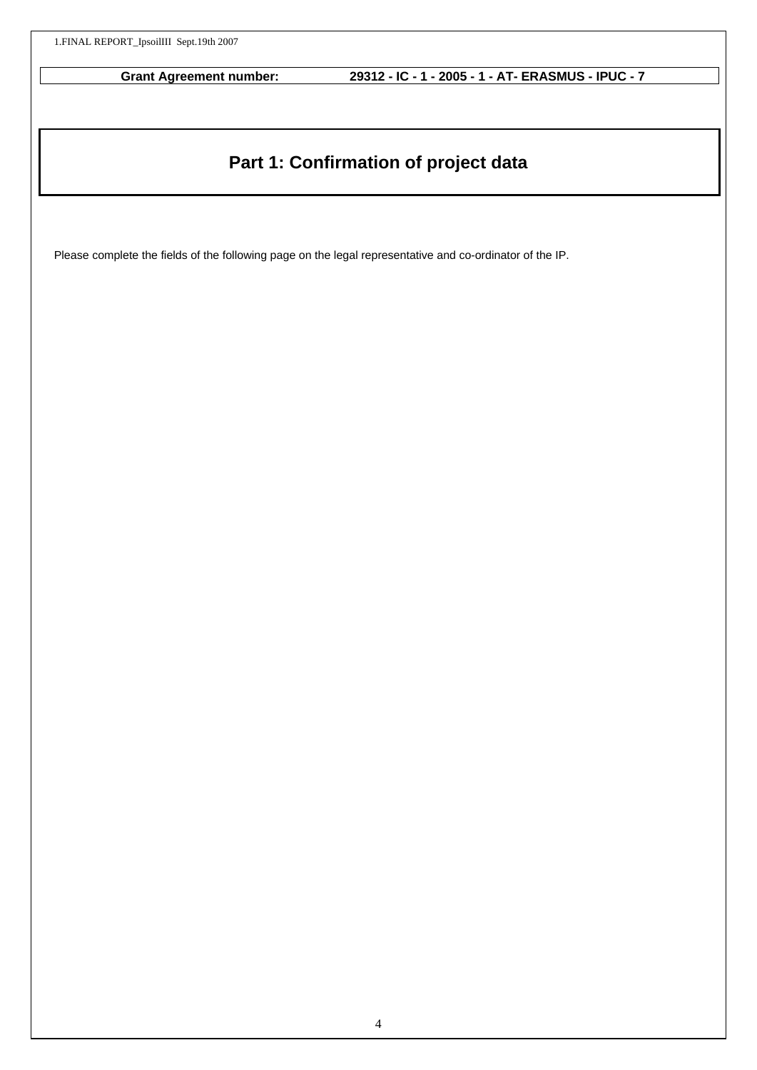**Grant Agreement number:** **29312 - IC - 1 - 2005 - 1 - AT- ERASMUS - IPUC - 7**

# Part 1: Confirmation of project data

Please complete the fields of the following page on the legal representative and co-ordinator of the IP.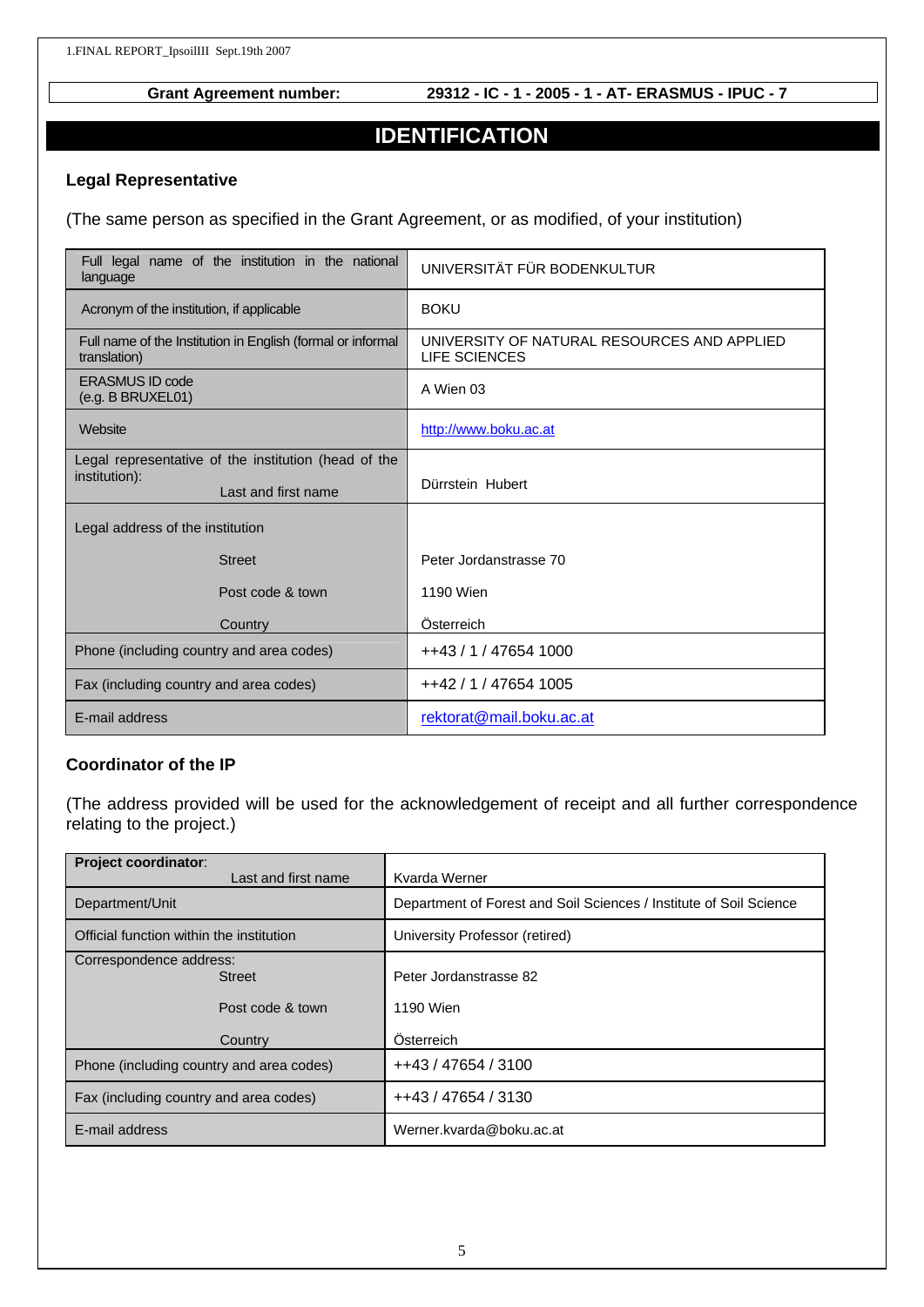**Grant Agreement number:** 29312 - IC - 1 - 2005 - 1 - AT- ERASMUS - IPUC - 7

# IDENTIFICATION

### Legal Representative

(The same person as specified in the Grant Agreement, or as modified, of your institution)

| | |
|---|---|
| Full legal name of the institution in the national language | UNIVERSITÄT FÜR BODENKULTUR |
| Acronym of the institution, if applicable | BOKU |
| Full name of the Institution in English (formal or informal translation) | UNIVERSITY OF NATURAL RESOURCES AND APPLIED LIFE SCIENCES |
| ERASMUS ID code (e.g. B BRUXEL01) | A Wien 03 |
| Website | http://www.boku.ac.at |
| Legal representative of the institution (head of the institution): Last and first name | Dürrstein Hubert |
| Legal address of the institution | |
| Street | Peter Jordanstrasse 70 |
| Post code & town | 1190 Wien |
| Country | Österreich |
| Phone (including country and area codes) | ++43 / 1 / 47654 1000 |
| Fax (including country and area codes) | ++42 / 1 / 47654 1005 |
| E-mail address | rektorat@mail.boku.ac.at |

### Coordinator of the IP

(The address provided will be used for the acknowledgement of receipt and all further correspondence relating to the project.)

| | |
|---|---|
| **Project coordinator**: Last and first name | Kvarda Werner |
| Department/Unit | Department of Forest and Soil Sciences / Institute of Soil Science |
| Official function within the institution | University Professor (retired) |
| Correspondence address: Street | Peter Jordanstrasse 82 |
| Post code & town | 1190 Wien |
| Country | Österreich |
| Phone (including country and area codes) | ++43 / 47654 / 3100 |
| Fax (including country and area codes) | ++43 / 47654 / 3130 |
| E-mail address | Werner.kvarda@boku.ac.at |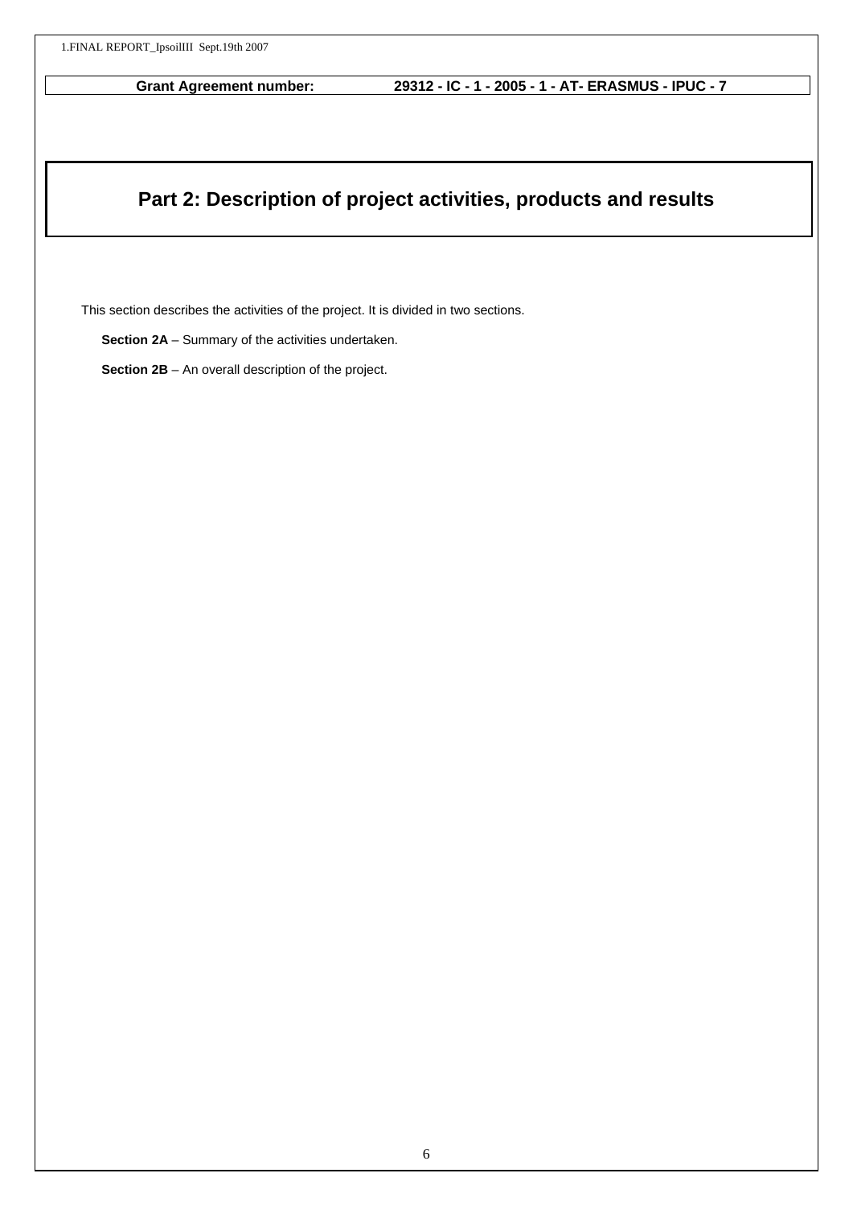**Grant Agreement number:** 29312 - IC - 1 - 2005 - 1 - AT- ERASMUS - IPUC - 7

# Part 2: Description of project activities, products and results

This section describes the activities of the project. It is divided in two sections.

**Section 2A** – Summary of the activities undertaken.

**Section 2B** – An overall description of the project.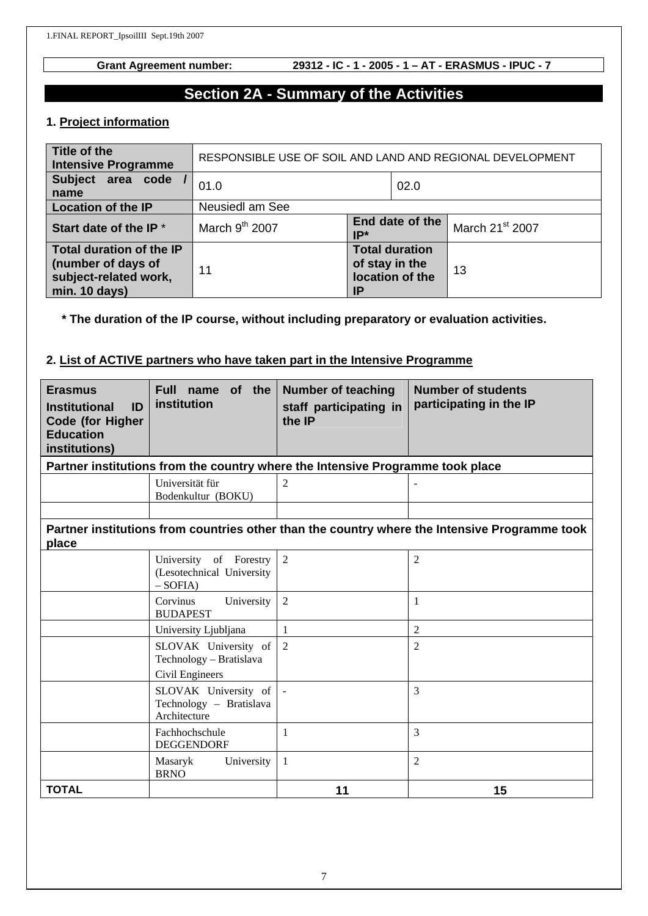Grant Agreement number: 29312 - IC - 1 - 2005 - 1 – AT - ERASMUS - IPUC - 7

# Section 2A - Summary of the Activities

## 1. Project information

| Title of the Intensive Programme | RESPONSIBLE USE OF SOIL AND LAND AND REGIONAL DEVELOPMENT | | |
|---|---|---|---|
| Subject area code / name | 01.0 | 02.0 | |
| Location of the IP | Neusiedl am See | | |
| Start date of the IP * | March 9th 2007 | End date of the IP* | March 21st 2007 |
| Total duration of the IP (number of days of subject-related work, min. 10 days) | 11 | Total duration of stay in the location of the IP | 13 |

**\* The duration of the IP course, without including preparatory or evaluation activities.**

## 2. List of ACTIVE partners who have taken part in the Intensive Programme

| Erasmus Institutional ID Code (for Higher Education institutions) | Full name of the institution | Number of teaching staff participating in the IP | Number of students participating in the IP |
|---|---|---|---|
| **Partner institutions from the country where the Intensive Programme took place** | | | |
| | Universität für Bodenkultur (BOKU) | 2 | - |
| | | | |
| **Partner institutions from countries other than the country where the Intensive Programme took place** | | | |
| | University of Forestry (Lesotechnical University – SOFIA) | 2 | 2 |
| | Corvinus University BUDAPEST | 2 | 1 |
| | University Ljubljana | 1 | 2 |
| | SLOVAK University of Technology – Bratislava Civil Engineers | 2 | 2 |
| | SLOVAK University of Technology – Bratislava Architecture | - | 3 |
| | Fachhochschule DEGGENDORF | 1 | 3 |
| | Masaryk University BRNO | 1 | 2 |
| **TOTAL** | | **11** | **15** |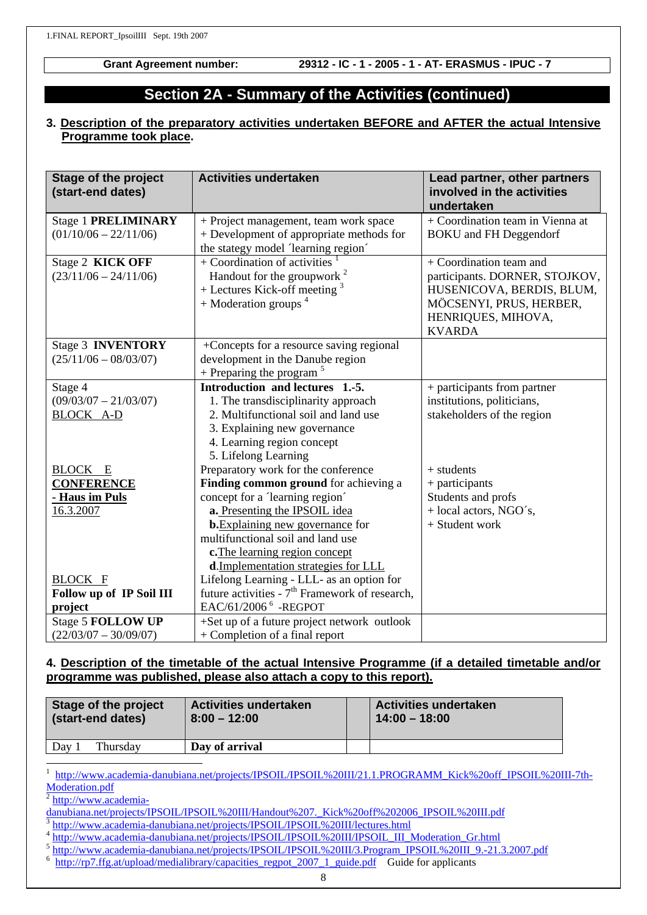**Grant Agreement number: 29312 - IC - 1 - 2005 - 1 - AT- ERASMUS - IPUC - 7**

# Section 2A - Summary of the Activities (continued)

### 3. Description of the preparatory activities undertaken BEFORE and AFTER the actual Intensive Programme took place.

| Stage of the project (start-end dates) | Activities undertaken | Lead partner, other partners involved in the activities undertaken |
|---|---|---|
| Stage 1 **PRELIMINARY** (01/10/06 – 22/11/06) | + Project management, team work space<br>+ Development of appropriate methods for the stategy model ´learning region´ | + Coordination team in Vienna at BOKU and FH Deggendorf |
| Stage 2 **KICK OFF** (23/11/06 – 24/11/06) | + Coordination of activities [1]<br>Handout for the groupwork [2]<br>+ Lectures Kick-off meeting [3]<br>+ Moderation groups [4] | + Coordination team and participants. DORNER, STOJKOV, HUSENICOVA, BERDIS, BLUM, MÖCSENYI, PRUS, HERBER, HENRIQUES, MIHOVA, KVARDA |
| Stage 3 **INVENTORY** (25/11/06 – 08/03/07) | +Concepts for a resource saving regional development in the Danube region<br>+ Preparing the program [5] | |
| Stage 4 (09/03/07 – 21/03/07)<br>BLOCK A-D | **Introduction and lectures 1.-5.**<br>1. The transdisciplinarity approach<br>2. Multifunctional soil and land use<br>3. Explaining new governance<br>4. Learning region concept<br>5. Lifelong Learning | + participants from partner institutions, politicians, stakeholders of the region |
| BLOCK E<br>**CONFERENCE - Haus im Puls**<br>16.3.2007 | Preparatory work for the conference<br>**Finding common ground** for achieving a concept for a ´learning region´<br>**a.** Presenting the IPSOIL idea<br>**b.** Explaining new governance for multifunctional soil and land use<br>**c.** The learning region concept<br>**d.** Implementation strategies for LLL | + students<br>+ participants<br>Students and profs<br>+ local actors, NGO´s,<br>+ Student work |
| BLOCK F<br>**Follow up of IP Soil III project** | Lifelong Learning - LLL- as an option for future activities - 7th Framework of research, EAC/61/2006 [6] -REGPOT | |
| Stage 5 **FOLLOW UP** (22/03/07 – 30/09/07) | +Set up of a future project network outlook<br>+ Completion of a final report | |

### 4. Description of the timetable of the actual Intensive Programme (if a detailed timetable and/or programme was published, please also attach a copy to this report).

| Stage of the project (start-end dates) | Activities undertaken 8:00 – 12:00 | | Activities undertaken 14:00 – 18:00 |
|---|---|---|---|
| Day 1 Thursday | **Day of arrival** | | |

[1] http://www.academia-danubiana.net/projects/IPSOIL/IPSOIL%20III/21.1.PROGRAMM_Kick%20off_IPSOIL%20III-7th-Moderation.pdf
[2] http://www.academia-danubiana.net/projects/IPSOIL/IPSOIL%20III/Handout%207._Kick%20off%202006_IPSOIL%20III.pdf
[3] http://www.academia-danubiana.net/projects/IPSOIL/IPSOIL%20III/lectures.html
[4] http://www.academia-danubiana.net/projects/IPSOIL/IPSOIL%20III/IPSOIL_III_Moderation_Gr.html
[5] http://www.academia-danubiana.net/projects/IPSOIL/IPSOIL%20III/3.Program_IPSOIL%20III_9.-21.3.2007.pdf
[6] http://rp7.ffg.at/upload/medialibrary/capacities_regpot_2007_1_guide.pdf Guide for applicants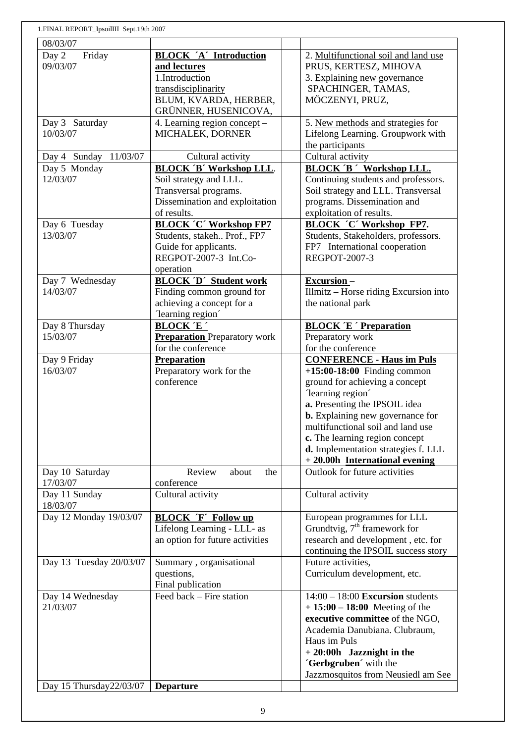| 08/03/07 | | | |
|---|---|---|---|
| Day 2 Friday 09/03/07 | **BLOCK ´A´ Introduction and lectures** 1.Introduction transdisciplinarity BLUM, KVARDA, HERBER, GRÜNNER, HUSENICOVA, | | 2. Multifunctional soil and land use PRUS, KERTESZ, MIHOVA 3. Explaining new governance SPACHINGER, TAMAS, MÖCZENYI, PRUZ, |
| Day 3 Saturday 10/03/07 | 4. Learning region concept – MICHALEK, DORNER | | 5. New methods and strategies for Lifelong Learning. Groupwork with the participants |
| Day 4 Sunday 11/03/07 | Cultural activity | | Cultural activity |
| Day 5 Monday 12/03/07 | **BLOCK ´B´ Workshop LLL.** Soil strategy and LLL. Transversal programs. Dissemination and exploitation of results. | | **BLOCK ´B ´ Workshop LLL.** Continuing students and professors. Soil strategy and LLL. Transversal programs. Dissemination and exploitation of results. |
| Day 6 Tuesday 13/03/07 | **BLOCK ´C´ Workshop FP7** Students, stakeh.. Prof., FP7 Guide for applicants. REGPOT-2007-3 Int.Co-operation | | **BLOCK ´C´ Workshop FP7.** Students, Stakeholders, professors. FP7 International cooperation REGPOT-2007-3 |
| Day 7 Wednesday 14/03/07 | **BLOCK ´D´ Student work** Finding common ground for achieving a concept for a ´learning region´ | | **Excursion** – Illmitz – Horse riding Excursion into the national park |
| Day 8 Thursday 15/03/07 | **BLOCK ´E ´** **Preparation** Preparatory work for the conference | | **BLOCK ´E ´ Preparation** Preparatory work for the conference |
| Day 9 Friday 16/03/07 | **Preparation** Preparatory work for the conference | | **CONFERENCE - Haus im Puls** **+15:00-18:00** Finding common ground for achieving a concept ´learning region´ **a.** Presenting the IPSOIL idea **b.** Explaining new governance for multifunctional soil and land use **c.** The learning region concept **d.** Implementation strategies f. LLL **+ 20.00h International evening** |
| Day 10 Saturday 17/03/07 | Review about the conference | | Outlook for future activities |
| Day 11 Sunday 18/03/07 | Cultural activity | | Cultural activity |
| Day 12 Monday 19/03/07 | **BLOCK ´F´ Follow up** Lifelong Learning - LLL- as an option for future activities | | European programmes for LLL Grundtvig, 7th framework for research and development , etc. for continuing the IPSOIL success story |
| Day 13 Tuesday 20/03/07 | Summary , organisational questions, Final publication | | Future activities, Curriculum development, etc. |
| Day 14 Wednesday 21/03/07 | Feed back – Fire station | | 14:00 – 18:00 **Excursion** students **+ 15:00 – 18:00** Meeting of the **executive committee** of the NGO, Academia Danubiana. Clubraum, Haus im Puls **+ 20:00h Jazznight in the ´Gerbgruben´** with the Jazzmosquitos from Neusiedl am See |
| Day 15 Thursday22/03/07 | **Departure** | | |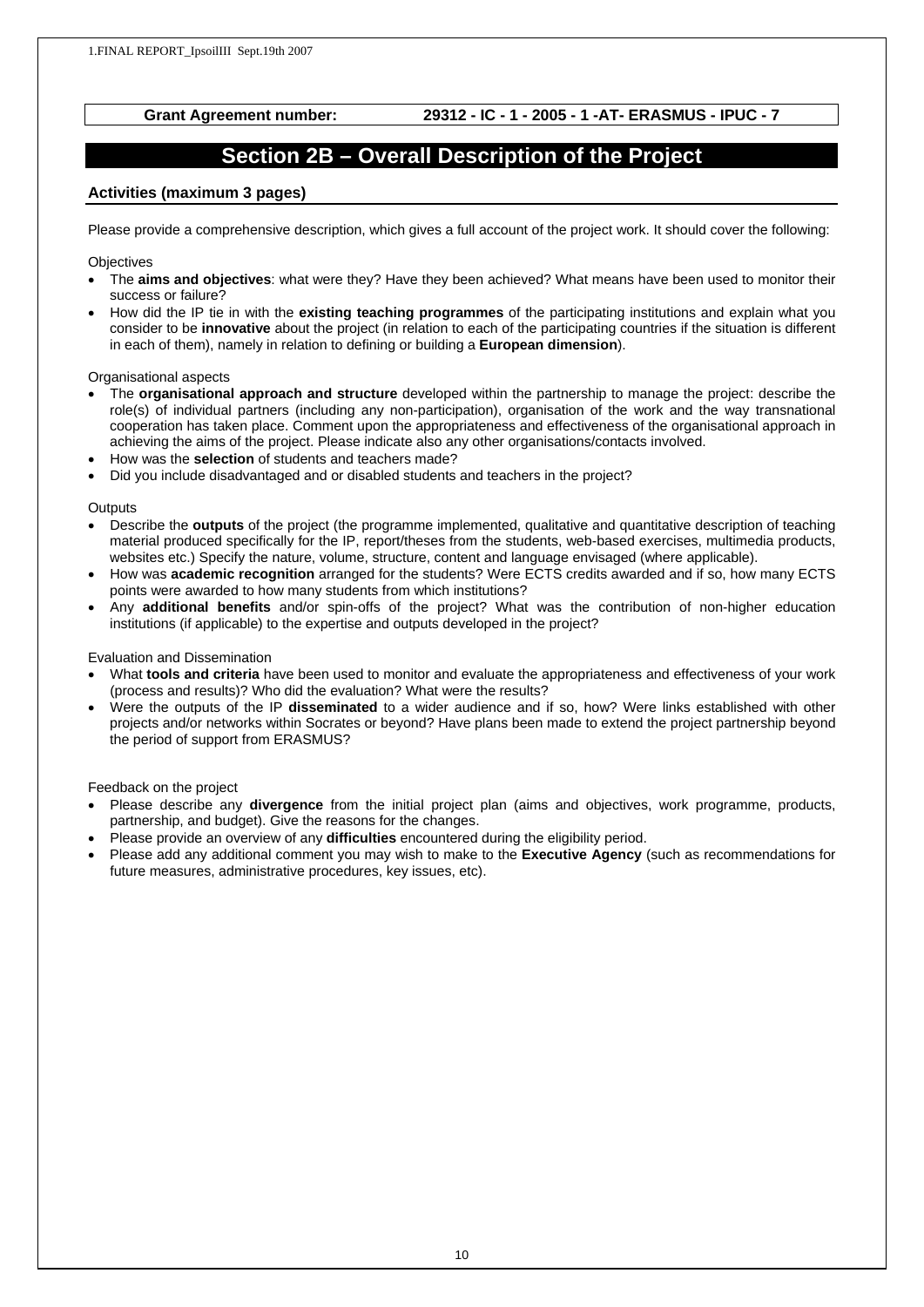**Grant Agreement number: 29312 - IC - 1 - 2005 - 1 -AT- ERASMUS - IPUC - 7**

# Section 2B – Overall Description of the Project

## Activities (maximum 3 pages)

Please provide a comprehensive description, which gives a full account of the project work. It should cover the following:

Objectives

- The **aims and objectives**: what were they? Have they been achieved? What means have been used to monitor their success or failure?
- How did the IP tie in with the **existing teaching programmes** of the participating institutions and explain what you consider to be **innovative** about the project (in relation to each of the participating countries if the situation is different in each of them), namely in relation to defining or building a **European dimension**).

Organisational aspects

- The **organisational approach and structure** developed within the partnership to manage the project: describe the role(s) of individual partners (including any non-participation), organisation of the work and the way transnational cooperation has taken place. Comment upon the appropriateness and effectiveness of the organisational approach in achieving the aims of the project. Please indicate also any other organisations/contacts involved.
- How was the **selection** of students and teachers made?
- Did you include disadvantaged and or disabled students and teachers in the project?

Outputs

- Describe the **outputs** of the project (the programme implemented, qualitative and quantitative description of teaching material produced specifically for the IP, report/theses from the students, web-based exercises, multimedia products, websites etc.) Specify the nature, volume, structure, content and language envisaged (where applicable).
- How was **academic recognition** arranged for the students? Were ECTS credits awarded and if so, how many ECTS points were awarded to how many students from which institutions?
- Any **additional benefits** and/or spin-offs of the project? What was the contribution of non-higher education institutions (if applicable) to the expertise and outputs developed in the project?

Evaluation and Dissemination

- What **tools and criteria** have been used to monitor and evaluate the appropriateness and effectiveness of your work (process and results)? Who did the evaluation? What were the results?
- Were the outputs of the IP **disseminated** to a wider audience and if so, how? Were links established with other projects and/or networks within Socrates or beyond? Have plans been made to extend the project partnership beyond the period of support from ERASMUS?

Feedback on the project

- Please describe any **divergence** from the initial project plan (aims and objectives, work programme, products, partnership, and budget). Give the reasons for the changes.
- Please provide an overview of any **difficulties** encountered during the eligibility period.
- Please add any additional comment you may wish to make to the **Executive Agency** (such as recommendations for future measures, administrative procedures, key issues, etc).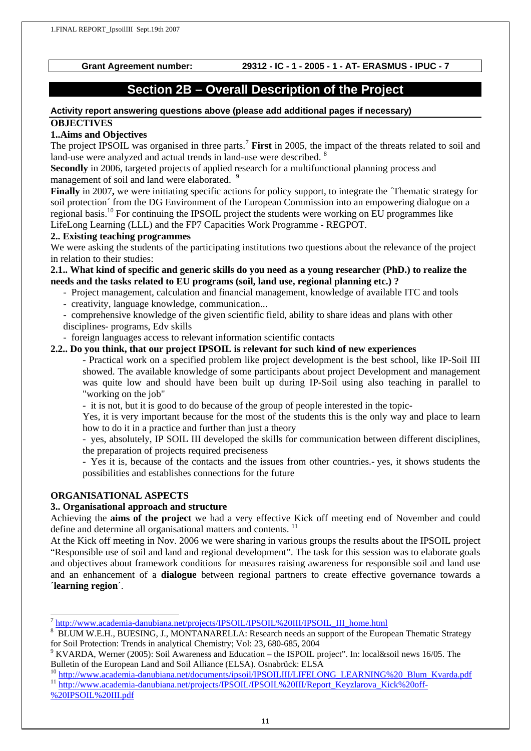**Grant Agreement number: 29312 - IC - 1 - 2005 - 1 - AT- ERASMUS - IPUC - 7**

# Section 2B – Overall Description of the Project

**Activity report answering questions above (please add additional pages if necessary)**

**OBJECTIVES**

**1..Aims and Objectives**

The project IPSOIL was organised in three parts.[7] **First** in 2005, the impact of the threats related to soil and land-use were analyzed and actual trends in land-use were described. [8]

**Secondly** in 2006, targeted projects of applied research for a multifunctional planning process and management of soil and land were elaborated. [9]

**Finally** in 2007**,** we were initiating specific actions for policy support, to integrate the ´Thematic strategy for soil protection´ from the DG Environment of the European Commission into an empowering dialogue on a regional basis.[10] For continuing the IPSOIL project the students were working on EU programmes like LifeLong Learning (LLL) and the FP7 Capacities Work Programme - REGPOT.

**2.. Existing teaching programmes**

We were asking the students of the participating institutions two questions about the relevance of the project in relation to their studies:

**2.1.. What kind of specific and generic skills do you need as a young researcher (PhD.) to realize the needs and the tasks related to EU programs (soil, land use, regional planning etc.) ?**

- Project management, calculation and financial management, knowledge of available ITC and tools
- creativity, language knowledge, communication...
- comprehensive knowledge of the given scientific field, ability to share ideas and plans with other disciplines- programs, Edv skills
- foreign languages access to relevant information scientific contacts

**2.2.. Do you think, that our project IPSOIL is relevant for such kind of new experiences**

- Practical work on a specified problem like project development is the best school, like IP-Soil III showed. The available knowledge of some participants about project Development and management was quite low and should have been built up during IP-Soil using also teaching in parallel to "working on the job"

- it is not, but it is good to do because of the group of people interested in the topic-

Yes, it is very important because for the most of the students this is the only way and place to learn how to do it in a practice and further than just a theory

- yes, absolutely, IP SOIL III developed the skills for communication between different disciplines, the preparation of projects required preciseness

- Yes it is, because of the contacts and the issues from other countries.- yes, it shows students the possibilities and establishes connections for the future

**ORGANISATIONAL ASPECTS**

**3.. Organisational approach and structure**

Achieving the **aims of the project** we had a very effective Kick off meeting end of November and could define and determine all organisational matters and contents. [11]

At the Kick off meeting in Nov. 2006 we were sharing in various groups the results about the IPSOIL project "Responsible use of soil and land and regional development". The task for this session was to elaborate goals and objectives about framework conditions for measures raising awareness for responsible soil and land use and an enhancement of a **dialogue** between regional partners to create effective governance towards a **´learning region´**.

---

[7] http://www.academia-danubiana.net/projects/IPSOIL/IPSOIL%20III/IPSOIL_III_home.html

[8] BLUM W.E.H., BUESING, J., MONTANARELLA: Research needs an support of the European Thematic Strategy for Soil Protection: Trends in analytical Chemistry; Vol: 23, 680-685, 2004

[9] KVARDA, Werner (2005): Soil Awareness and Education – the ISPOIL project". In: local&soil news 16/05. The Bulletin of the European Land and Soil Alliance (ELSA). Osnabrück: ELSA

[10] http://www.academia-danubiana.net/documents/ipsoil/IPSOILIII/LIFELONG_LEARNING%20_Blum_Kvarda.pdf

[11] http://www.academia-danubiana.net/projects/IPSOIL/IPSOIL%20III/Report_Keyzlarova_Kick%20off-%20IPSOIL%20III.pdf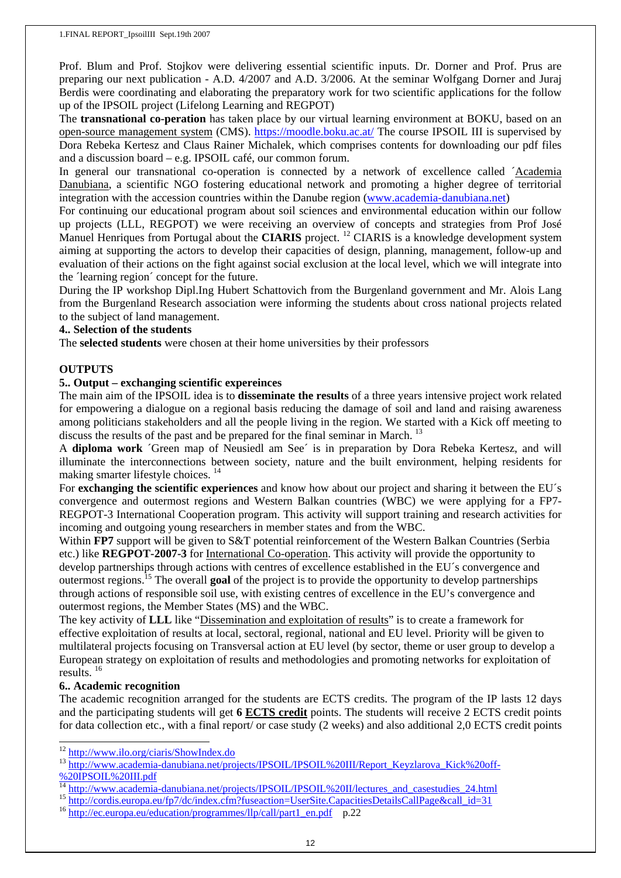Prof. Blum and Prof. Stojkov were delivering essential scientific inputs. Dr. Dorner and Prof. Prus are preparing our next publication - A.D. 4/2007 and A.D. 3/2006. At the seminar Wolfgang Dorner and Juraj Berdis were coordinating and elaborating the preparatory work for two scientific applications for the follow up of the IPSOIL project (Lifelong Learning and REGPOT)

The **transnational co-peration** has taken place by our virtual learning environment at BOKU, based on an open-source management system (CMS). https://moodle.boku.ac.at/ The course IPSOIL III is supervised by Dora Rebeka Kertesz and Claus Rainer Michalek, which comprises contents for downloading our pdf files and a discussion board – e.g. IPSOIL café, our common forum.

In general our transnational co-operation is connected by a network of excellence called ´Academia Danubiana, a scientific NGO fostering educational network and promoting a higher degree of territorial integration with the accession countries within the Danube region (www.academia-danubiana.net)

For continuing our educational program about soil sciences and environmental education within our follow up projects (LLL, REGPOT) we were receiving an overview of concepts and strategies from Prof José Manuel Henriques from Portugal about the **CIARIS** project. [12] CIARIS is a knowledge development system aiming at supporting the actors to develop their capacities of design, planning, management, follow-up and evaluation of their actions on the fight against social exclusion at the local level, which we will integrate into the ´learning region´ concept for the future.

During the IP workshop Dipl.Ing Hubert Schattovich from the Burgenland government and Mr. Alois Lang from the Burgenland Research association were informing the students about cross national projects related to the subject of land management.

**4.. Selection of the students**

The **selected students** were chosen at their home universities by their professors

**OUTPUTS**

**5.. Output – exchanging scientific expereinces**

The main aim of the IPSOIL idea is to **disseminate the results** of a three years intensive project work related for empowering a dialogue on a regional basis reducing the damage of soil and land and raising awareness among politicians stakeholders and all the people living in the region. We started with a Kick off meeting to discuss the results of the past and be prepared for the final seminar in March. [13]

A **diploma work** ´Green map of Neusiedl am See´ is in preparation by Dora Rebeka Kertesz, and will illuminate the interconnections between society, nature and the built environment, helping residents for making smarter lifestyle choices. [14]

For **exchanging the scientific experiences** and know how about our project and sharing it between the EU´s convergence and outermost regions and Western Balkan countries (WBC) we were applying for a FP7-REGPOT-3 International Cooperation program. This activity will support training and research activities for incoming and outgoing young researchers in member states and from the WBC.

Within **FP7** support will be given to S&T potential reinforcement of the Western Balkan Countries (Serbia etc.) like **REGPOT-2007-3** for International Co-operation. This activity will provide the opportunity to develop partnerships through actions with centres of excellence established in the EU´s convergence and outermost regions.[15] The overall **goal** of the project is to provide the opportunity to develop partnerships through actions of responsible soil use, with existing centres of excellence in the EU's convergence and outermost regions, the Member States (MS) and the WBC.

The key activity of **LLL** like "Dissemination and exploitation of results" is to create a framework for effective exploitation of results at local, sectoral, regional, national and EU level. Priority will be given to multilateral projects focusing on Transversal action at EU level (by sector, theme or user group to develop a European strategy on exploitation of results and methodologies and promoting networks for exploitation of results. [16]

**6.. Academic recognition**

The academic recognition arranged for the students are ECTS credits. The program of the IP lasts 12 days and the participating students will get **6 ECTS credit** points. The students will receive 2 ECTS credit points for data collection etc., with a final report/ or case study (2 weeks) and also additional 2,0 ECTS credit points

---

[12] http://www.ilo.org/ciaris/ShowIndex.do

[13] http://www.academia-danubiana.net/projects/IPSOIL/IPSOIL%20III/Report_Keyzlarova_Kick%20off-%20IPSOIL%20III.pdf

[14] http://www.academia-danubiana.net/projects/IPSOIL/IPSOIL%20II/lectures_and_casestudies_24.html

[15] http://cordis.europa.eu/fp7/dc/index.cfm?fuseaction=UserSite.CapacitiesDetailsCallPage&call_id=31

[16] http://ec.europa.eu/education/programmes/llp/call/part1_en.pdf p.22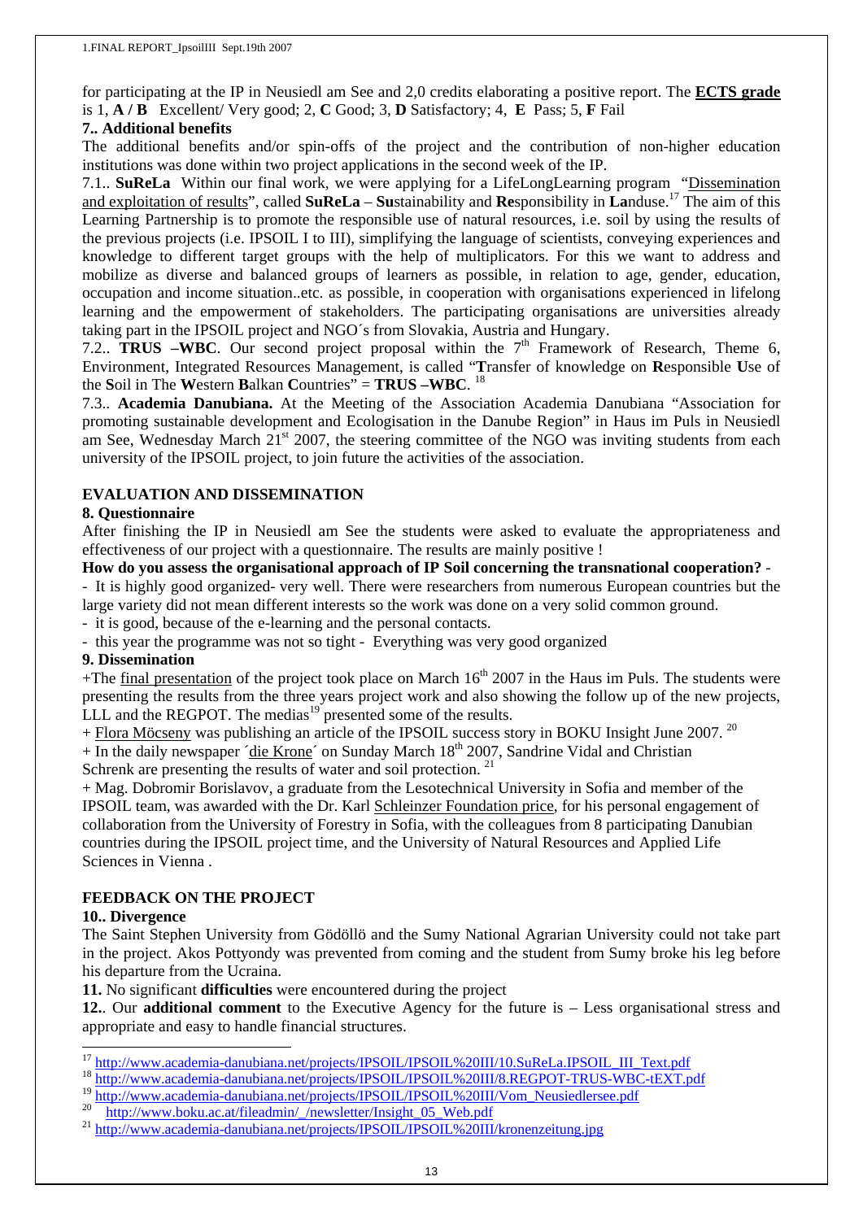for participating at the IP in Neusiedl am See and 2,0 credits elaborating a positive report. The **ECTS grade** is 1, **A / B** Excellent/ Very good; 2, **C** Good; 3, **D** Satisfactory; 4, **E** Pass; 5, **F** Fail

**7.. Additional benefits**

The additional benefits and/or spin-offs of the project and the contribution of non-higher education institutions was done within two project applications in the second week of the IP.

7.1.. **SuReLa** Within our final work, we were applying for a LifeLongLearning program "Dissemination and exploitation of results", called **SuReLa** – **Su**stainability and **Re**sponsibility in **La**nduse.[17] The aim of this Learning Partnership is to promote the responsible use of natural resources, i.e. soil by using the results of the previous projects (i.e. IPSOIL I to III), simplifying the language of scientists, conveying experiences and knowledge to different target groups with the help of multiplicators. For this we want to address and mobilize as diverse and balanced groups of learners as possible, in relation to age, gender, education, occupation and income situation..etc. as possible, in cooperation with organisations experienced in lifelong learning and the empowerment of stakeholders. The participating organisations are universities already taking part in the IPSOIL project and NGO´s from Slovakia, Austria and Hungary.

7.2.. **TRUS –WBC**. Our second project proposal within the 7th Framework of Research, Theme 6, Environment, Integrated Resources Management, is called "**T**ransfer of knowledge on **R**esponsible **U**se of the **S**oil in The **W**estern **B**alkan **C**ountries" = **TRUS –WBC**. [18]

7.3.. **Academia Danubiana.** At the Meeting of the Association Academia Danubiana "Association for promoting sustainable development and Ecologisation in the Danube Region" in Haus im Puls in Neusiedl am See, Wednesday March 21st 2007, the steering committee of the NGO was inviting students from each university of the IPSOIL project, to join future the activities of the association.

## EVALUATION AND DISSEMINATION

**8. Questionnaire**

After finishing the IP in Neusiedl am See the students were asked to evaluate the appropriateness and effectiveness of our project with a questionnaire. The results are mainly positive !

**How do you assess the organisational approach of IP Soil concerning the transnational cooperation?** -

- It is highly good organized- very well. There were researchers from numerous European countries but the large variety did not mean different interests so the work was done on a very solid common ground.
- it is good, because of the e-learning and the personal contacts.
- this year the programme was not so tight - Everything was very good organized

**9. Dissemination**

+The final presentation of the project took place on March 16th 2007 in the Haus im Puls. The students were presenting the results from the three years project work and also showing the follow up of the new projects, LLL and the REGPOT. The medias[19] presented some of the results.

+ Flora Möcseny was publishing an article of the IPSOIL success story in BOKU Insight June 2007. [20]

+ In the daily newspaper ´die Krone´ on Sunday March 18th 2007, Sandrine Vidal and Christian Schrenk are presenting the results of water and soil protection. [21]

+ Mag. Dobromir Borislavov, a graduate from the Lesotechnical University in Sofia and member of the IPSOIL team, was awarded with the Dr. Karl Schleinzer Foundation price, for his personal engagement of collaboration from the University of Forestry in Sofia, with the colleagues from 8 participating Danubian countries during the IPSOIL project time, and the University of Natural Resources and Applied Life Sciences in Vienna .

## FEEDBACK ON THE PROJECT

**10.. Divergence**

The Saint Stephen University from Gödöllö and the Sumy National Agrarian University could not take part in the project. Akos Pottyondy was prevented from coming and the student from Sumy broke his leg before his departure from the Ucraina.

**11.** No significant **difficulties** were encountered during the project

**12.**. Our **additional comment** to the Executive Agency for the future is – Less organisational stress and appropriate and easy to handle financial structures.

---

[17] http://www.academia-danubiana.net/projects/IPSOIL/IPSOIL%20III/10.SuReLa.IPSOIL_III_Text.pdf

[18] http://www.academia-danubiana.net/projects/IPSOIL/IPSOIL%20III/8.REGPOT-TRUS-WBC-tEXT.pdf

[19] http://www.academia-danubiana.net/projects/IPSOIL/IPSOIL%20III/Vom_Neusiedlersee.pdf

[20] http://www.boku.ac.at/fileadmin/_/newsletter/Insight_05_Web.pdf

[21] http://www.academia-danubiana.net/projects/IPSOIL/IPSOIL%20III/kronenzeitung.jpg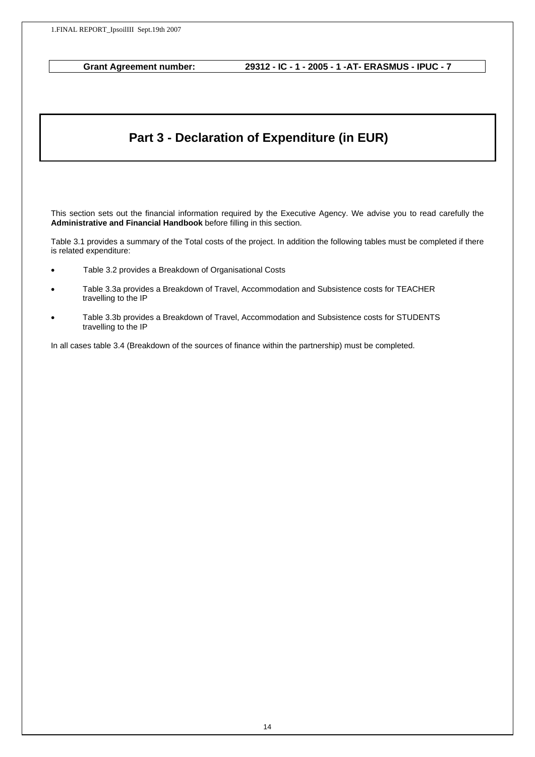**Grant Agreement number:** **29312 - IC - 1 - 2005 - 1 -AT- ERASMUS - IPUC - 7**

# Part 3 - Declaration of Expenditure (in EUR)

This section sets out the financial information required by the Executive Agency. We advise you to read carefully the **Administrative and Financial Handbook** before filling in this section.

Table 3.1 provides a summary of the Total costs of the project. In addition the following tables must be completed if there is related expenditure:

- Table 3.2 provides a Breakdown of Organisational Costs
- Table 3.3a provides a Breakdown of Travel, Accommodation and Subsistence costs for TEACHER travelling to the IP
- Table 3.3b provides a Breakdown of Travel, Accommodation and Subsistence costs for STUDENTS travelling to the IP

In all cases table 3.4 (Breakdown of the sources of finance within the partnership) must be completed.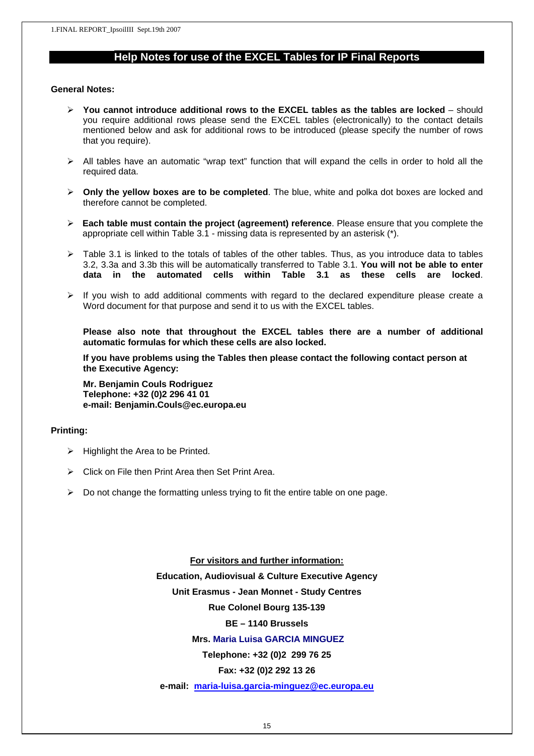## Help Notes for use of the EXCEL Tables for IP Final Reports

**General Notes:**

- **You cannot introduce additional rows to the EXCEL tables as the tables are locked** – should you require additional rows please send the EXCEL tables (electronically) to the contact details mentioned below and ask for additional rows to be introduced (please specify the number of rows that you require).
- All tables have an automatic "wrap text" function that will expand the cells in order to hold all the required data.
- **Only the yellow boxes are to be completed**. The blue, white and polka dot boxes are locked and therefore cannot be completed.
- **Each table must contain the project (agreement) reference**. Please ensure that you complete the appropriate cell within Table 3.1 - missing data is represented by an asterisk (*).
- Table 3.1 is linked to the totals of tables of the other tables. Thus, as you introduce data to tables 3.2, 3.3a and 3.3b this will be automatically transferred to Table 3.1. **You will not be able to enter data in the automated cells within Table 3.1 as these cells are locked**.
- If you wish to add additional comments with regard to the declared expenditure please create a Word document for that purpose and send it to us with the EXCEL tables.

**Please also note that throughout the EXCEL tables there are a number of additional automatic formulas for which these cells are also locked.**

**If you have problems using the Tables then please contact the following contact person at the Executive Agency:**

**Mr. Benjamin Couls Rodriguez**
**Telephone: +32 (0)2 296 41 01**
**e-mail: Benjamin.Couls@ec.europa.eu**

**Printing:**

- Highlight the Area to be Printed.
- Click on File then Print Area then Set Print Area.
- Do not change the formatting unless trying to fit the entire table on one page.

**For visitors and further information:**

**Education, Audiovisual & Culture Executive Agency**

**Unit Erasmus - Jean Monnet - Study Centres**

**Rue Colonel Bourg 135-139**

**BE – 1140 Brussels**

**Mrs. Maria Luisa GARCIA MINGUEZ**

**Telephone: +32 (0)2 299 76 25**

**Fax: +32 (0)2 292 13 26**

**e-mail: maria-luisa.garcia-minguez@ec.europa.eu**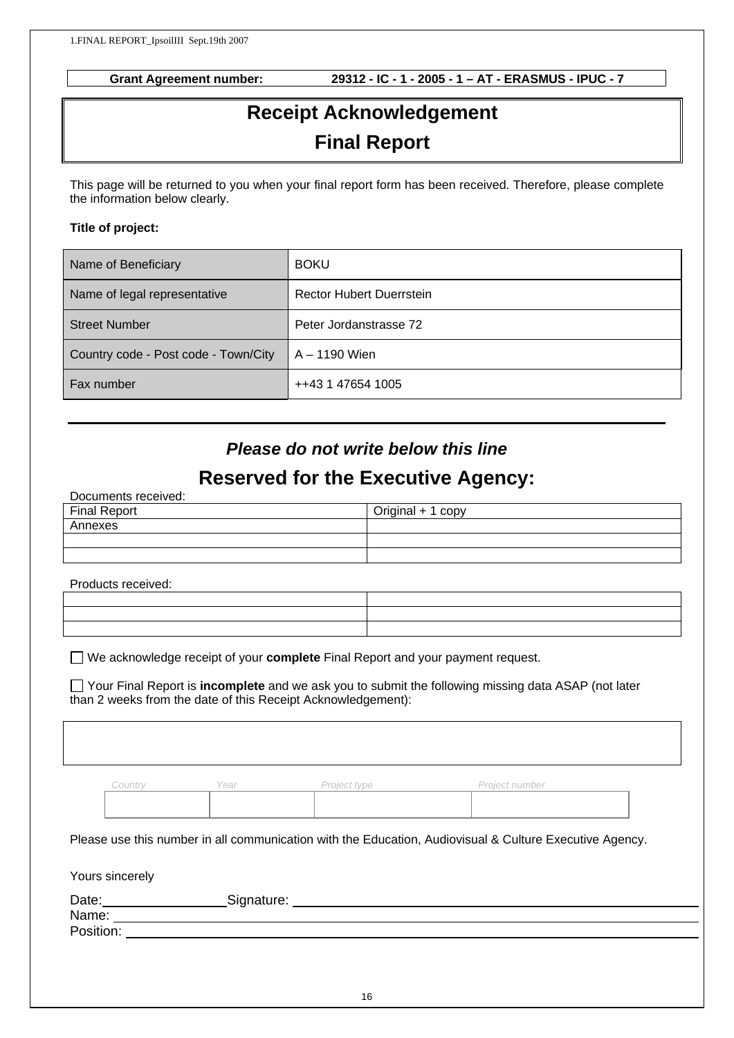**Grant Agreement number:** **29312 - IC - 1 - 2005 - 1 – AT - ERASMUS - IPUC - 7**

# Receipt Acknowledgement
# Final Report

This page will be returned to you when your final report form has been received. Therefore, please complete the information below clearly.

**Title of project:**

| | |
|---|---|
| Name of Beneficiary | BOKU |
| Name of legal representative | Rector Hubert Duerrstein |
| Street Number | Peter Jordanstrasse 72 |
| Country code - Post code - Town/City | A – 1190 Wien |
| Fax number | ++43 1 47654 1005 |

---

### *Please do not write below this line*

## Reserved for the Executive Agency:

Documents received:

| | |
|---|---|
| Final Report | Original + 1 copy |
| Annexes | |
| | |
| | |

Products received:

| | |
|---|---|
| | |
| | |
| | |

☐ We acknowledge receipt of your **complete** Final Report and your payment request.

☐ Your Final Report is **incomplete** and we ask you to submit the following missing data ASAP (not later than 2 weeks from the date of this Receipt Acknowledgement):

| |
|---|
| |

| *Country* | *Year* | *Project type* | *Project number* |
|---|---|---|---|
| | | | |

Please use this number in all communication with the Education, Audiovisual & Culture Executive Agency.

Yours sincerely

Date:\_\_\_\_\_\_\_\_\_\_\_\_\_\_ Signature: \_\_\_\_\_\_\_\_\_\_\_\_\_\_\_\_\_\_\_\_\_\_\_\_\_\_\_\_\_\_

Name: \_\_\_\_\_\_\_\_\_\_\_\_\_\_\_\_\_\_\_\_\_\_\_\_\_\_\_\_\_\_\_\_\_\_\_\_\_\_\_\_\_\_\_\_\_\_

Position: \_\_\_\_\_\_\_\_\_\_\_\_\_\_\_\_\_\_\_\_\_\_\_\_\_\_\_\_\_\_\_\_\_\_\_\_\_\_\_\_\_\_\_\_